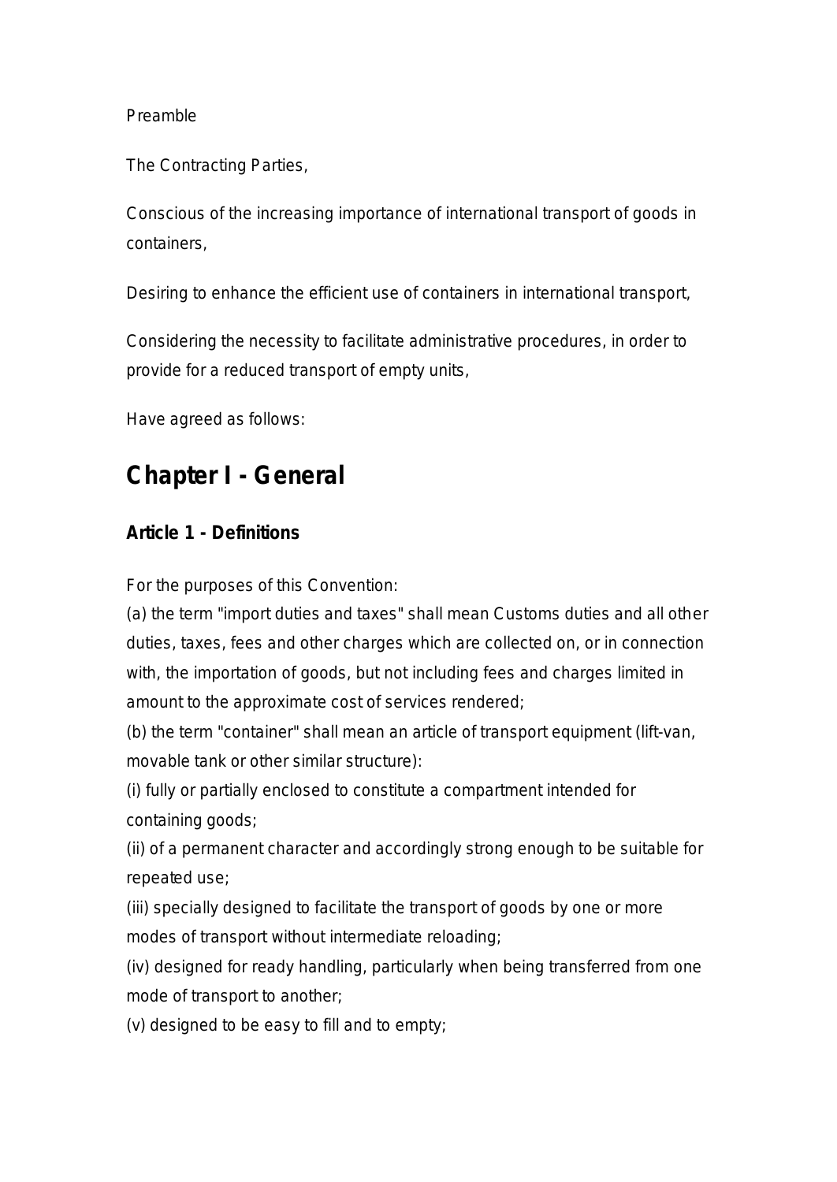Preamble

The Contracting Parties,

Conscious of the increasing importance of international transport of goods in containers,

Desiring to enhance the efficient use of containers in international transport,

Considering the necessity to facilitate administrative procedures, in order to provide for a reduced transport of empty units,

Have agreed as follows:

# Chapter I - General

## Article 1 - Definitions

For the purposes of this Convention:

(a) the term "import duties and taxes" shall mean Customs duties and all other duties, taxes, fees and other charges which are collected on, or in connection with, the importation of goods, but not including fees and charges limited in amount to the approximate cost of services rendered;

(b) the term "container" shall mean an article of transport equipment (lift-van, movable tank or other similar structure):

(i) fully or partially enclosed to constitute a compartment intended for containing goods;

(ii) of a permanent character and accordingly strong enough to be suitable for repeated use;

(iii) specially designed to facilitate the transport of goods by one or more modes of transport without intermediate reloading;

(iv) designed for ready handling, particularly when being transferred from one mode of transport to another;

(v) designed to be easy to fill and to empty;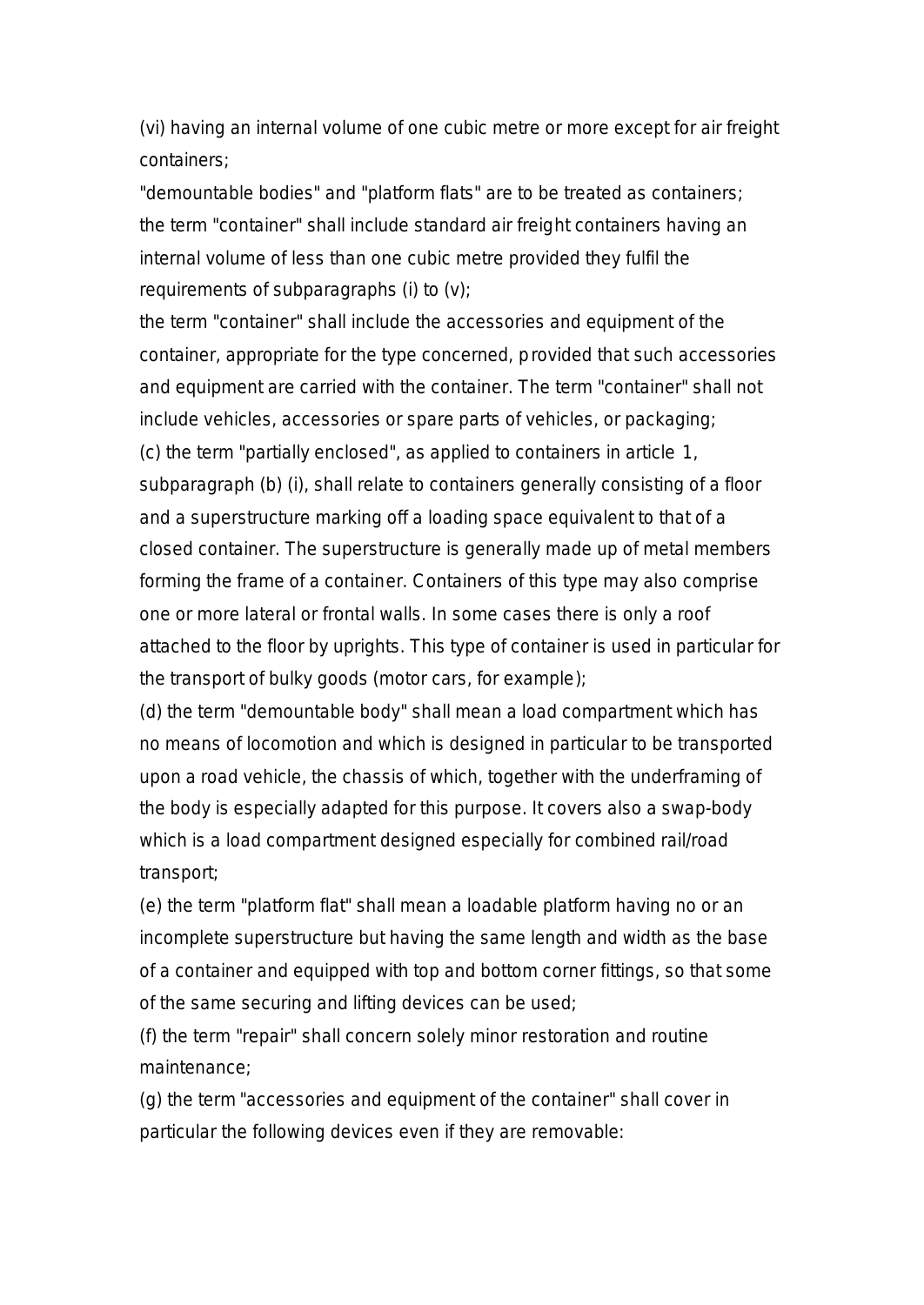(vi) having an internal volume of one cubic metre or more except for air freight containers;

"demountable bodies" and "platform flats" are to be treated as containers;

the term "container" shall include standard air freight containers having an internal volume of less than one cubic metre provided they fulfil the requirements of subparagraphs (i) to (v);

the term "container" shall include the accessories and equipment of the container, appropriate for the type concerned, provided that such accessories and equipment are carried with the container. The term "container" shall not include vehicles, accessories or spare parts of vehicles, or packaging;

(c) the term "partially enclosed", as applied to containers in article 1, subparagraph (b) (i), shall relate to containers generally consisting of a floor and a superstructure marking off a loading space equivalent to that of a closed container. The superstructure is generally made up of metal members forming the frame of a container. Containers of this type may also comprise one or more lateral or frontal walls. In some cases there is only a roof attached to the floor by uprights. This type of container is used in particular for the transport of bulky goods (motor cars, for example);

(d) the term "demountable body" shall mean a load compartment which has no means of locomotion and which is designed in particular to be transported upon a road vehicle, the chassis of which, together with the underframing of the body is especially adapted for this purpose. It covers also a swap-body which is a load compartment designed especially for combined rail/road transport;

(e) the term "platform flat" shall mean a loadable platform having no or an incomplete superstructure but having the same length and width as the base of a container and equipped with top and bottom corner fittings, so that some of the same securing and lifting devices can be used;

(f) the term "repair" shall concern solely minor restoration and routine maintenance;

(g) the term "accessories and equipment of the container" shall cover in particular the following devices even if they are removable: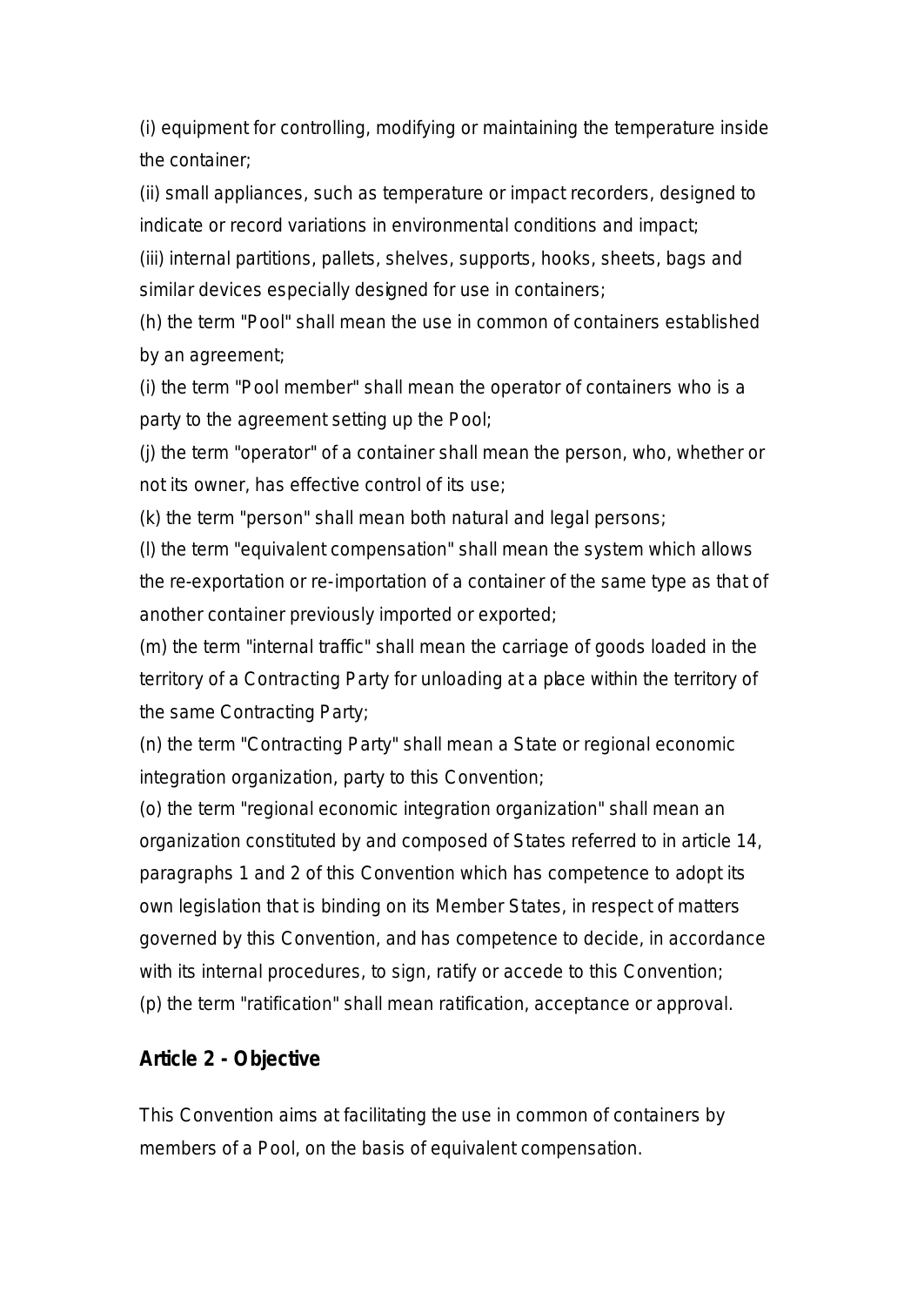(i) equipment for controlling, modifying or maintaining the temperature inside the container;

(ii) small appliances, such as temperature or impact recorders, designed to indicate or record variations in environmental conditions and impact;

(iii) internal partitions, pallets, shelves, supports, hooks, sheets, bags and similar devices especially designed for use in containers;

(h) the term "Pool" shall mean the use in common of containers established by an agreement;

(i) the term "Pool member" shall mean the operator of containers who is a party to the agreement setting up the Pool;

(j) the term "operator" of a container shall mean the person, who, whether or not its owner, has effective control of its use;

(k) the term "person" shall mean both natural and legal persons;

(l) the term "equivalent compensation" shall mean the system which allows the re-exportation or re-importation of a container of the same type as that of another container previously imported or exported;

(m) the term "internal traffic" shall mean the carriage of goods loaded in the territory of a Contracting Party for unloading at a place within the territory of the same Contracting Party;

(n) the term "Contracting Party" shall mean a State or regional economic integration organization, party to this Convention;

(o) the term "regional economic integration organization" shall mean an organization constituted by and composed of States referred to in article 14, paragraphs 1 and 2 of this Convention which has competence to adopt its own legislation that is binding on its Member States, in respect of matters governed by this Convention, and has competence to decide, in accordance with its internal procedures, to sign, ratify or accede to this Convention;

(p) the term "ratification" shall mean ratification, acceptance or approval.

## Article 2 - Objective

This Convention aims at facilitating the use in common of containers by members of a Pool, on the basis of equivalent compensation.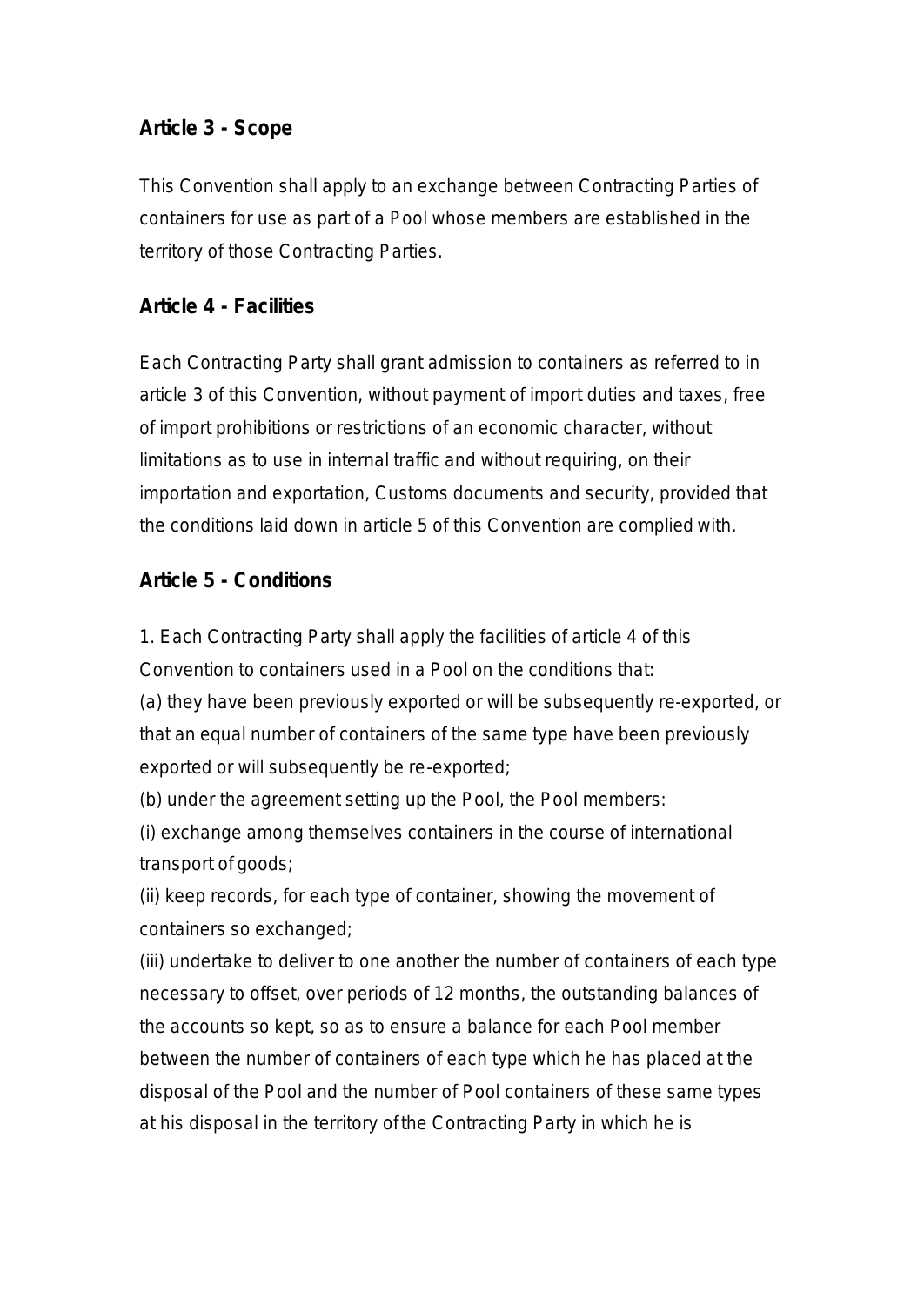### Article 3 - Scope

This Convention shall apply to an exchange between Contracting Parties of containers for use as part of a Pool whose members are established in the territory of those Contracting Parties.

### Article 4 - Facilities

Each Contracting Party shall grant admission to containers as referred to in article 3 of this Convention, without payment of import duties and taxes, free of import prohibitions or restrictions of an economic character, without limitations as to use in internal traffic and without requiring, on their importation and exportation, Customs documents and security, provided that the conditions laid down in article 5 of this Convention are complied with.

### Article 5 - Conditions

1. Each Contracting Party shall apply the facilities of article 4 of this Convention to containers used in a Pool on the conditions that:

(a) they have been previously exported or will be subsequently re-exported, or that an equal number of containers of the same type have been previously exported or will subsequently be re-exported;

(b) under the agreement setting up the Pool, the Pool members:

(i) exchange among themselves containers in the course of international transport of goods;

(ii) keep records, for each type of container, showing the movement of containers so exchanged;

(iii) undertake to deliver to one another the number of containers of each type necessary to offset, over periods of 12 months, the outstanding balances of the accounts so kept, so as to ensure a balance for each Pool member between the number of containers of each type which he has placed at the disposal of the Pool and the number of Pool containers of these same types at his disposal in the territory of the Contracting Party in which he is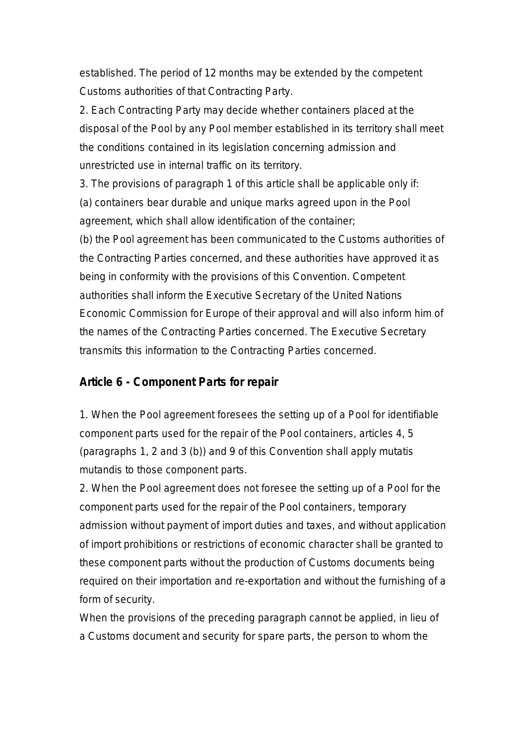established. The period of 12 months may be extended by the competent Customs authorities of that Contracting Party.

2. Each Contracting Party may decide whether containers placed at the disposal of the Pool by any Pool member established in its territory shall meet the conditions contained in its legislation concerning admission and unrestricted use in internal traffic on its territory.

3. The provisions of paragraph 1 of this article shall be applicable only if:

(a) containers bear durable and unique marks agreed upon in the Pool agreement, which shall allow identification of the container;

(b) the Pool agreement has been communicated to the Customs authorities of the Contracting Parties concerned, and these authorities have approved it as being in conformity with the provisions of this Convention. Competent authorities shall inform the Executive Secretary of the United Nations Economic Commission for Europe of their approval and will also inform him of the names of the Contracting Parties concerned. The Executive Secretary transmits this information to the Contracting Parties concerned.

## Article 6 - Component Parts for repair

1. When the Pool agreement foresees the setting up of a Pool for identifiable component parts used for the repair of the Pool containers, articles 4, 5 (paragraphs 1, 2 and 3 (b)) and 9 of this Convention shall apply mutatis mutandis to those component parts.

2. When the Pool agreement does not foresee the setting up of a Pool for the component parts used for the repair of the Pool containers, temporary admission without payment of import duties and taxes, and without application of import prohibitions or restrictions of economic character shall be granted to these component parts without the production of Customs documents being required on their importation and re-exportation and without the furnishing of a form of security.

When the provisions of the preceding paragraph cannot be applied, in lieu of a Customs document and security for spare parts, the person to whom the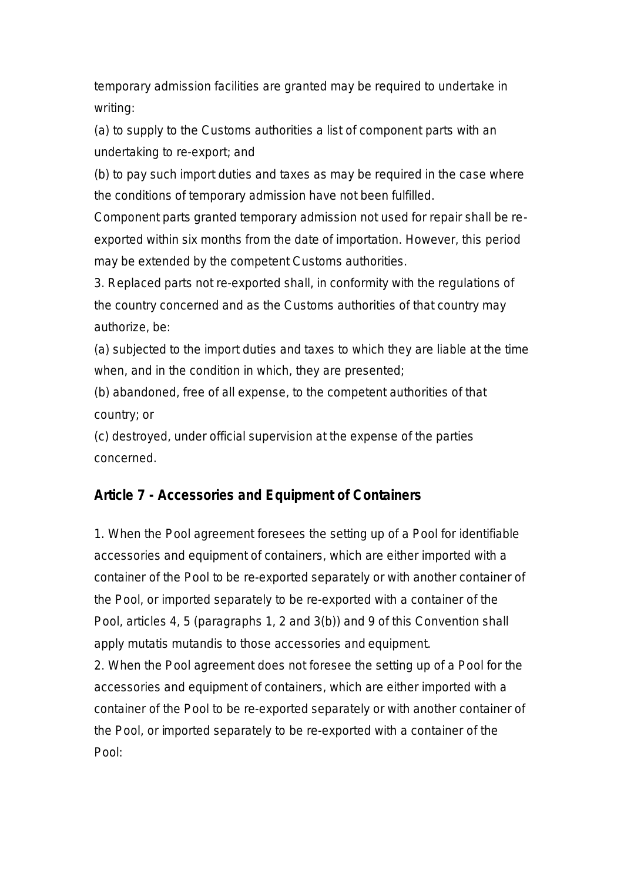temporary admission facilities are granted may be required to undertake in writing:

(a) to supply to the Customs authorities a list of component parts with an undertaking to re-export; and

(b) to pay such import duties and taxes as may be required in the case where the conditions of temporary admission have not been fulfilled.

Component parts granted temporary admission not used for repair shall be re-exported within six months from the date of importation. However, this period may be extended by the competent Customs authorities.

3. Replaced parts not re-exported shall, in conformity with the regulations of the country concerned and as the Customs authorities of that country may authorize, be:

(a) subjected to the import duties and taxes to which they are liable at the time when, and in the condition in which, they are presented;

(b) abandoned, free of all expense, to the competent authorities of that country; or

(c) destroyed, under official supervision at the expense of the parties concerned.

## Article 7 - Accessories and Equipment of Containers

1. When the Pool agreement foresees the setting up of a Pool for identifiable accessories and equipment of containers, which are either imported with a container of the Pool to be re-exported separately or with another container of the Pool, or imported separately to be re-exported with a container of the Pool, articles 4, 5 (paragraphs 1, 2 and 3(b)) and 9 of this Convention shall apply mutatis mutandis to those accessories and equipment.

2. When the Pool agreement does not foresee the setting up of a Pool for the accessories and equipment of containers, which are either imported with a container of the Pool to be re-exported separately or with another container of the Pool, or imported separately to be re-exported with a container of the Pool: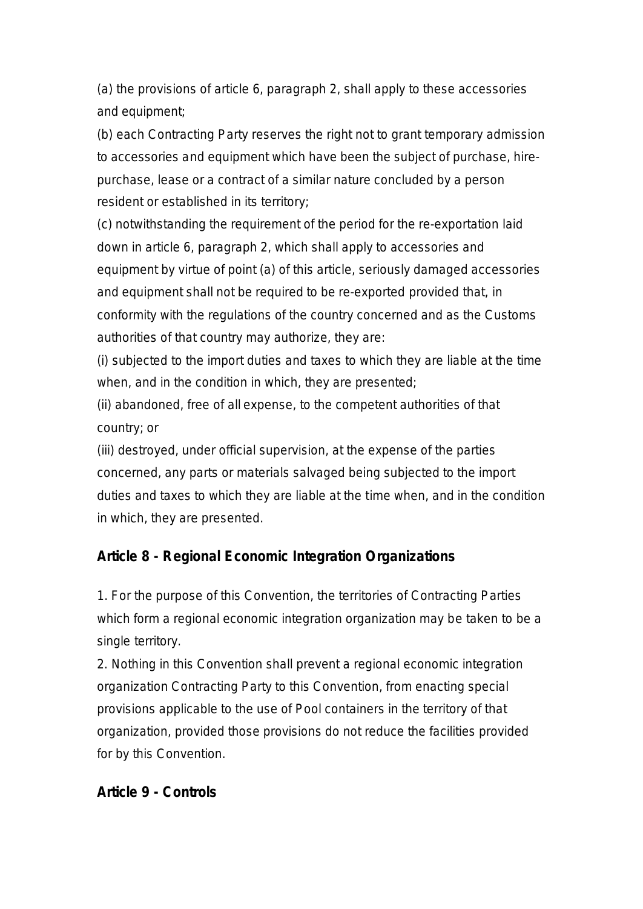(a) the provisions of article 6, paragraph 2, shall apply to these accessories and equipment;

(b) each Contracting Party reserves the right not to grant temporary admission to accessories and equipment which have been the subject of purchase, hire-purchase, lease or a contract of a similar nature concluded by a person resident or established in its territory;

(c) notwithstanding the requirement of the period for the re-exportation laid down in article 6, paragraph 2, which shall apply to accessories and equipment by virtue of point (a) of this article, seriously damaged accessories and equipment shall not be required to be re-exported provided that, in conformity with the regulations of the country concerned and as the Customs authorities of that country may authorize, they are:

(i) subjected to the import duties and taxes to which they are liable at the time when, and in the condition in which, they are presented;

(ii) abandoned, free of all expense, to the competent authorities of that country; or

(iii) destroyed, under official supervision, at the expense of the parties concerned, any parts or materials salvaged being subjected to the import duties and taxes to which they are liable at the time when, and in the condition in which, they are presented.

## Article 8 - Regional Economic Integration Organizations

1. For the purpose of this Convention, the territories of Contracting Parties which form a regional economic integration organization may be taken to be a single territory.

2. Nothing in this Convention shall prevent a regional economic integration organization Contracting Party to this Convention, from enacting special provisions applicable to the use of Pool containers in the territory of that organization, provided those provisions do not reduce the facilities provided for by this Convention.

## Article 9 - Controls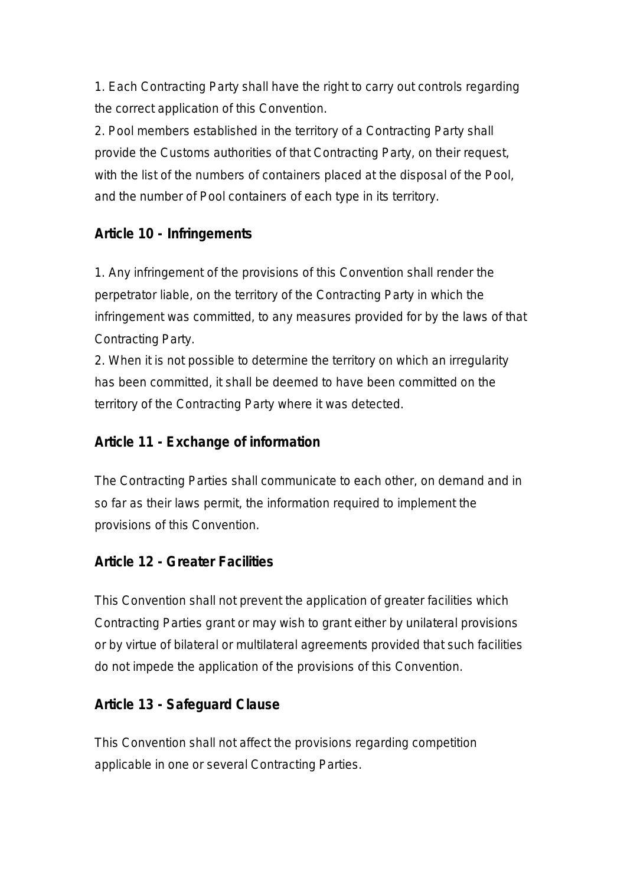1. Each Contracting Party shall have the right to carry out controls regarding the correct application of this Convention.
2. Pool members established in the territory of a Contracting Party shall provide the Customs authorities of that Contracting Party, on their request, with the list of the numbers of containers placed at the disposal of the Pool, and the number of Pool containers of each type in its territory.

## Article 10 - Infringements

1. Any infringement of the provisions of this Convention shall render the perpetrator liable, on the territory of the Contracting Party in which the infringement was committed, to any measures provided for by the laws of that Contracting Party.
2. When it is not possible to determine the territory on which an irregularity has been committed, it shall be deemed to have been committed on the territory of the Contracting Party where it was detected.

## Article 11 - Exchange of information

The Contracting Parties shall communicate to each other, on demand and in so far as their laws permit, the information required to implement the provisions of this Convention.

## Article 12 - Greater Facilities

This Convention shall not prevent the application of greater facilities which Contracting Parties grant or may wish to grant either by unilateral provisions or by virtue of bilateral or multilateral agreements provided that such facilities do not impede the application of the provisions of this Convention.

## Article 13 - Safeguard Clause

This Convention shall not affect the provisions regarding competition applicable in one or several Contracting Parties.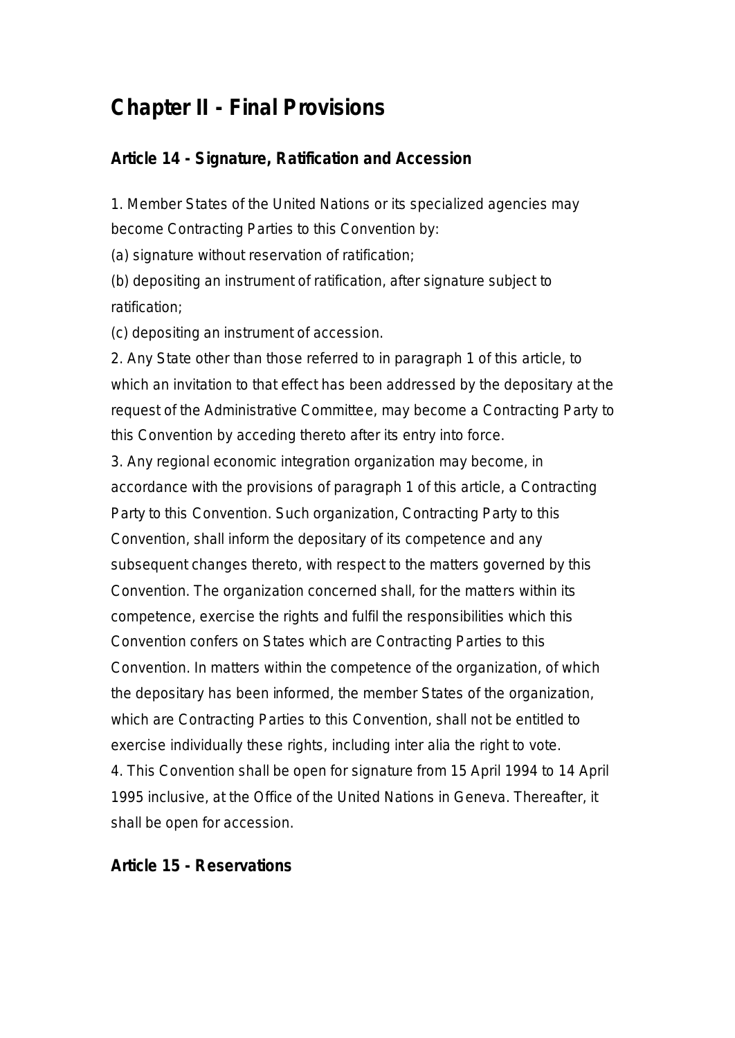## Chapter II - Final Provisions

### Article 14 - Signature, Ratification and Accession

1. Member States of the United Nations or its specialized agencies may become Contracting Parties to this Convention by:

(a) signature without reservation of ratification;

(b) depositing an instrument of ratification, after signature subject to ratification;

(c) depositing an instrument of accession.

2. Any State other than those referred to in paragraph 1 of this article, to which an invitation to that effect has been addressed by the depositary at the request of the Administrative Committee, may become a Contracting Party to this Convention by acceding thereto after its entry into force.

3. Any regional economic integration organization may become, in accordance with the provisions of paragraph 1 of this article, a Contracting Party to this Convention. Such organization, Contracting Party to this Convention, shall inform the depositary of its competence and any subsequent changes thereto, with respect to the matters governed by this Convention. The organization concerned shall, for the matters within its competence, exercise the rights and fulfil the responsibilities which this Convention confers on States which are Contracting Parties to this Convention. In matters within the competence of the organization, of which the depositary has been informed, the member States of the organization, which are Contracting Parties to this Convention, shall not be entitled to exercise individually these rights, including inter alia the right to vote.

4. This Convention shall be open for signature from 15 April 1994 to 14 April 1995 inclusive, at the Office of the United Nations in Geneva. Thereafter, it shall be open for accession.

### Article 15 - Reservations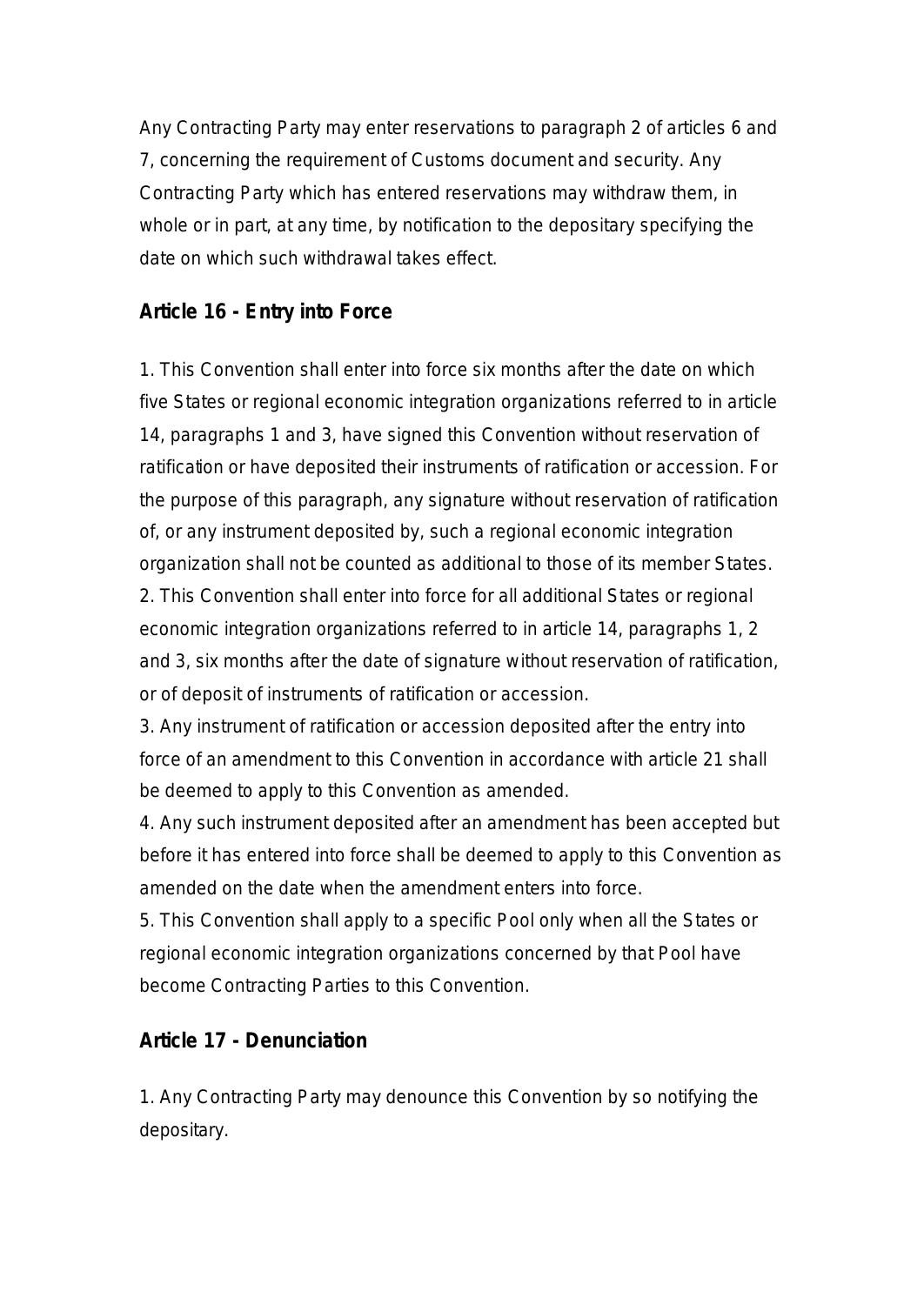Any Contracting Party may enter reservations to paragraph 2 of articles 6 and 7, concerning the requirement of Customs document and security. Any Contracting Party which has entered reservations may withdraw them, in whole or in part, at any time, by notification to the depositary specifying the date on which such withdrawal takes effect.

### Article 16 - Entry into Force

1. This Convention shall enter into force six months after the date on which five States or regional economic integration organizations referred to in article 14, paragraphs 1 and 3, have signed this Convention without reservation of ratification or have deposited their instruments of ratification or accession. For the purpose of this paragraph, any signature without reservation of ratification of, or any instrument deposited by, such a regional economic integration organization shall not be counted as additional to those of its member States.
2. This Convention shall enter into force for all additional States or regional economic integration organizations referred to in article 14, paragraphs 1, 2 and 3, six months after the date of signature without reservation of ratification, or of deposit of instruments of ratification or accession.
3. Any instrument of ratification or accession deposited after the entry into force of an amendment to this Convention in accordance with article 21 shall be deemed to apply to this Convention as amended.
4. Any such instrument deposited after an amendment has been accepted but before it has entered into force shall be deemed to apply to this Convention as amended on the date when the amendment enters into force.
5. This Convention shall apply to a specific Pool only when all the States or regional economic integration organizations concerned by that Pool have become Contracting Parties to this Convention.

### Article 17 - Denunciation

1. Any Contracting Party may denounce this Convention by so notifying the depositary.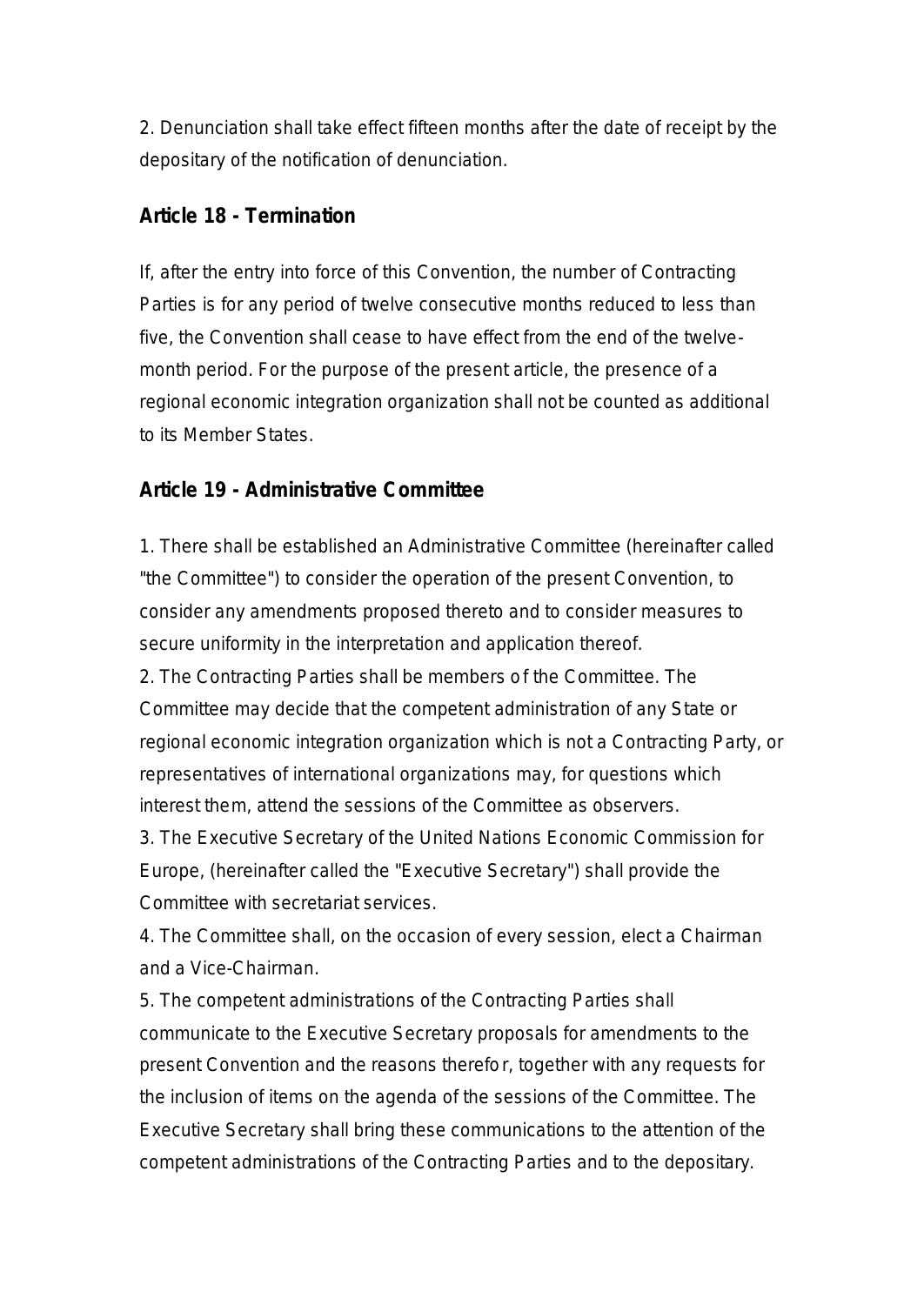2. Denunciation shall take effect fifteen months after the date of receipt by the depositary of the notification of denunciation.

### Article 18 - Termination

If, after the entry into force of this Convention, the number of Contracting Parties is for any period of twelve consecutive months reduced to less than five, the Convention shall cease to have effect from the end of the twelve-month period. For the purpose of the present article, the presence of a regional economic integration organization shall not be counted as additional to its Member States.

### Article 19 - Administrative Committee

1. There shall be established an Administrative Committee (hereinafter called "the Committee") to consider the operation of the present Convention, to consider any amendments proposed thereto and to consider measures to secure uniformity in the interpretation and application thereof.
2. The Contracting Parties shall be members of the Committee. The Committee may decide that the competent administration of any State or regional economic integration organization which is not a Contracting Party, or representatives of international organizations may, for questions which interest them, attend the sessions of the Committee as observers.
3. The Executive Secretary of the United Nations Economic Commission for Europe, (hereinafter called the "Executive Secretary") shall provide the Committee with secretariat services.
4. The Committee shall, on the occasion of every session, elect a Chairman and a Vice-Chairman.
5. The competent administrations of the Contracting Parties shall communicate to the Executive Secretary proposals for amendments to the present Convention and the reasons therefor, together with any requests for the inclusion of items on the agenda of the sessions of the Committee. The Executive Secretary shall bring these communications to the attention of the competent administrations of the Contracting Parties and to the depositary.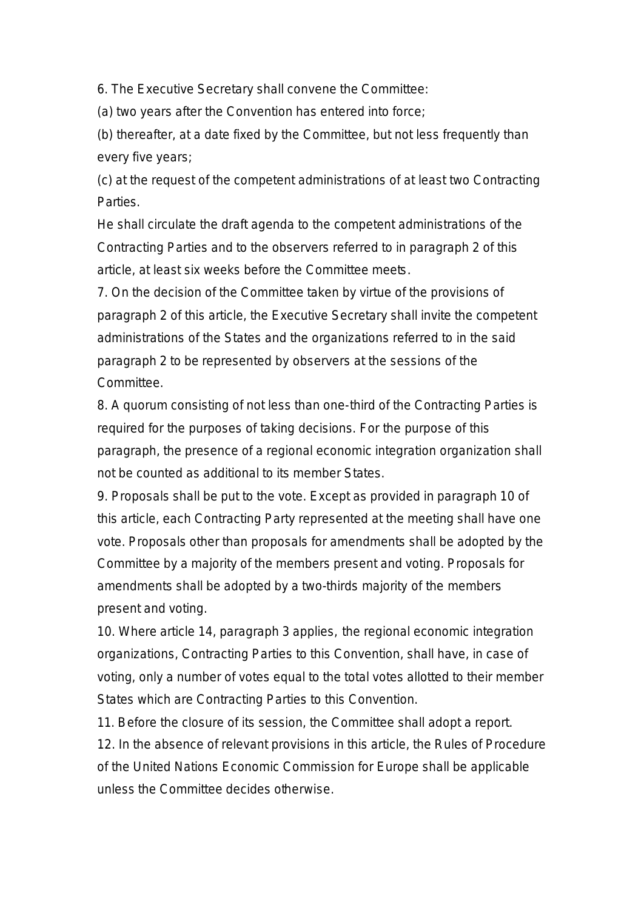6. The Executive Secretary shall convene the Committee:

(a) two years after the Convention has entered into force;

(b) thereafter, at a date fixed by the Committee, but not less frequently than every five years;

(c) at the request of the competent administrations of at least two Contracting Parties.

He shall circulate the draft agenda to the competent administrations of the Contracting Parties and to the observers referred to in paragraph 2 of this article, at least six weeks before the Committee meets.

7. On the decision of the Committee taken by virtue of the provisions of paragraph 2 of this article, the Executive Secretary shall invite the competent administrations of the States and the organizations referred to in the said paragraph 2 to be represented by observers at the sessions of the Committee.

8. A quorum consisting of not less than one-third of the Contracting Parties is required for the purposes of taking decisions. For the purpose of this paragraph, the presence of a regional economic integration organization shall not be counted as additional to its member States.

9. Proposals shall be put to the vote. Except as provided in paragraph 10 of this article, each Contracting Party represented at the meeting shall have one vote. Proposals other than proposals for amendments shall be adopted by the Committee by a majority of the members present and voting. Proposals for amendments shall be adopted by a two-thirds majority of the members present and voting.

10. Where article 14, paragraph 3 applies, the regional economic integration organizations, Contracting Parties to this Convention, shall have, in case of voting, only a number of votes equal to the total votes allotted to their member States which are Contracting Parties to this Convention.

11. Before the closure of its session, the Committee shall adopt a report.

12. In the absence of relevant provisions in this article, the Rules of Procedure of the United Nations Economic Commission for Europe shall be applicable unless the Committee decides otherwise.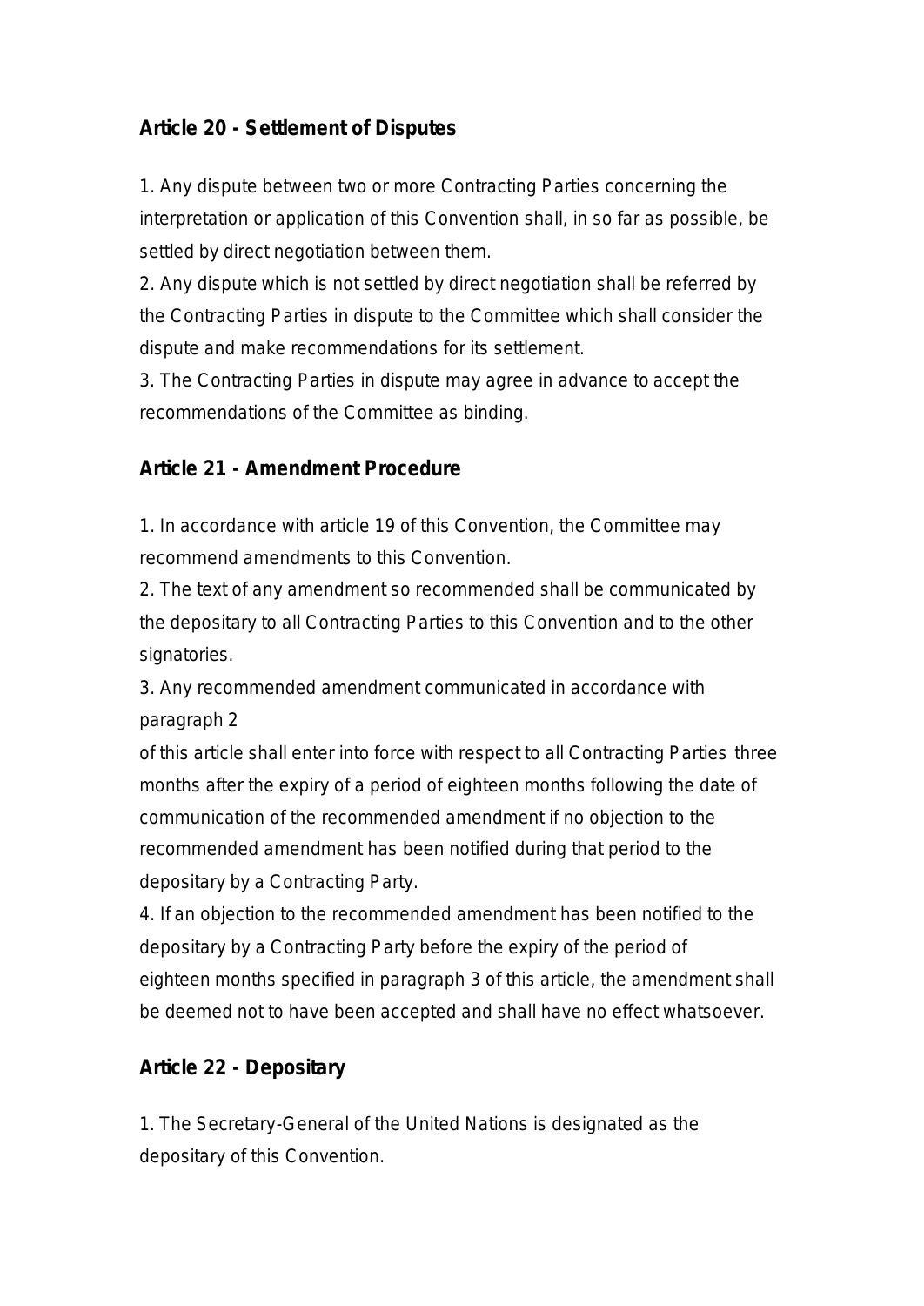## Article 20 - Settlement of Disputes

1. Any dispute between two or more Contracting Parties concerning the interpretation or application of this Convention shall, in so far as possible, be settled by direct negotiation between them.
2. Any dispute which is not settled by direct negotiation shall be referred by the Contracting Parties in dispute to the Committee which shall consider the dispute and make recommendations for its settlement.
3. The Contracting Parties in dispute may agree in advance to accept the recommendations of the Committee as binding.

## Article 21 - Amendment Procedure

1. In accordance with article 19 of this Convention, the Committee may recommend amendments to this Convention.
2. The text of any amendment so recommended shall be communicated by the depositary to all Contracting Parties to this Convention and to the other signatories.
3. Any recommended amendment communicated in accordance with paragraph 2 of this article shall enter into force with respect to all Contracting Parties three months after the expiry of a period of eighteen months following the date of communication of the recommended amendment if no objection to the recommended amendment has been notified during that period to the depositary by a Contracting Party.
4. If an objection to the recommended amendment has been notified to the depositary by a Contracting Party before the expiry of the period of eighteen months specified in paragraph 3 of this article, the amendment shall be deemed not to have been accepted and shall have no effect whatsoever.

## Article 22 - Depositary

1. The Secretary-General of the United Nations is designated as the depositary of this Convention.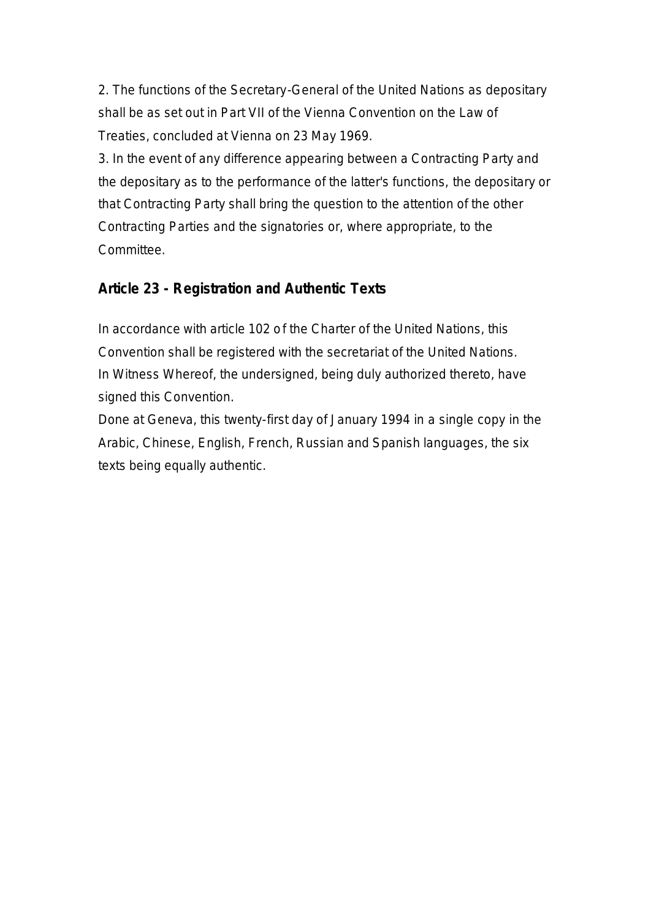2. The functions of the Secretary-General of the United Nations as depositary shall be as set out in Part VII of the Vienna Convention on the Law of Treaties, concluded at Vienna on 23 May 1969.

3. In the event of any difference appearing between a Contracting Party and the depositary as to the performance of the latter's functions, the depositary or that Contracting Party shall bring the question to the attention of the other Contracting Parties and the signatories or, where appropriate, to the Committee.

## Article 23 - Registration and Authentic Texts

In accordance with article 102 of the Charter of the United Nations, this Convention shall be registered with the secretariat of the United Nations.

In Witness Whereof, the undersigned, being duly authorized thereto, have signed this Convention.

Done at Geneva, this twenty-first day of January 1994 in a single copy in the Arabic, Chinese, English, French, Russian and Spanish languages, the six texts being equally authentic.